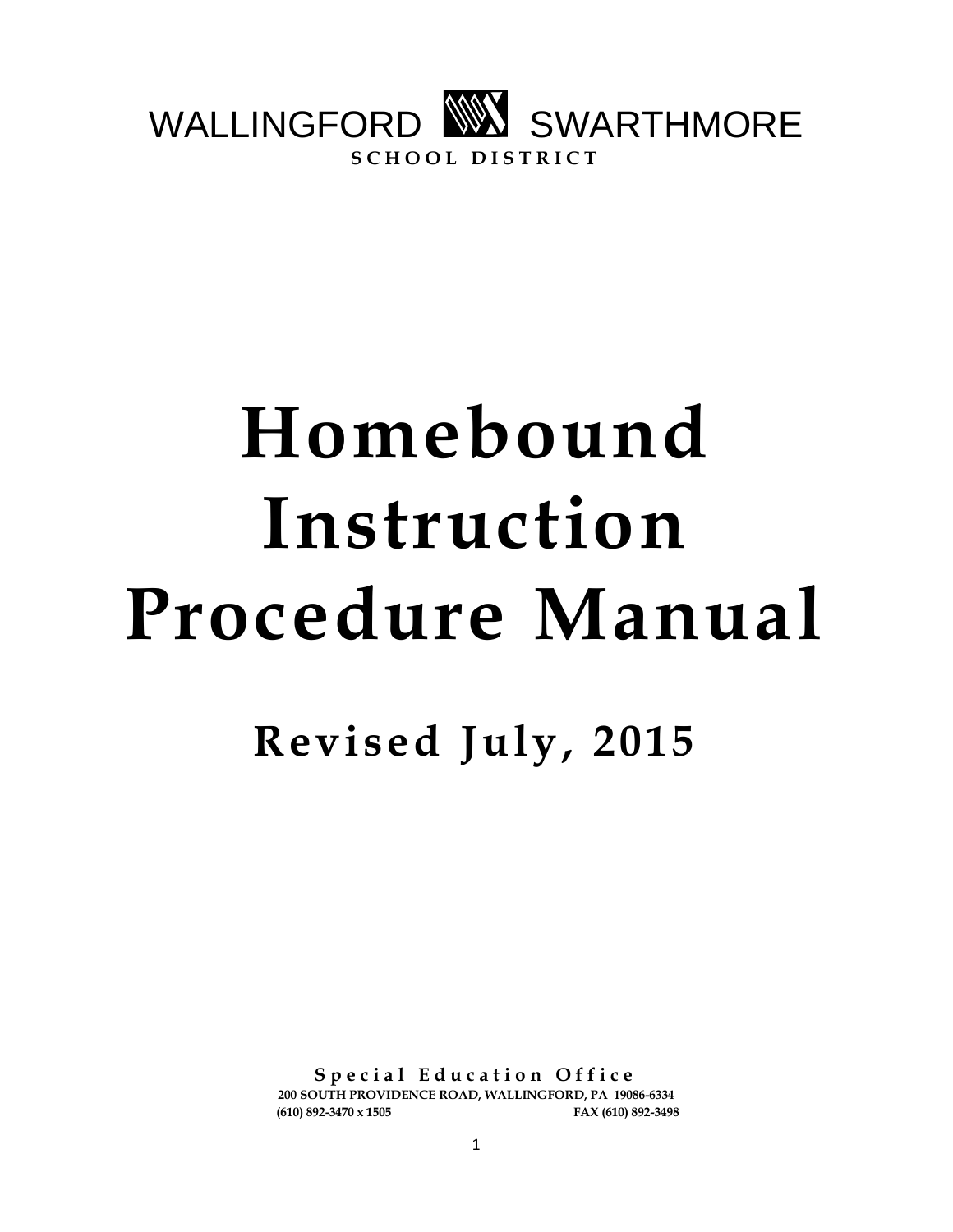WALLINGFORD SWARTHMORE
**SCHOOL DISTRICT**

# Homebound Instruction Procedure Manual

## Revised July, 2015

**Special Education Office**
**200 SOUTH PROVIDENCE ROAD, WALLINGFORD, PA 19086-6334**
**(610) 892-3470 x 1505 FAX (610) 892-3498**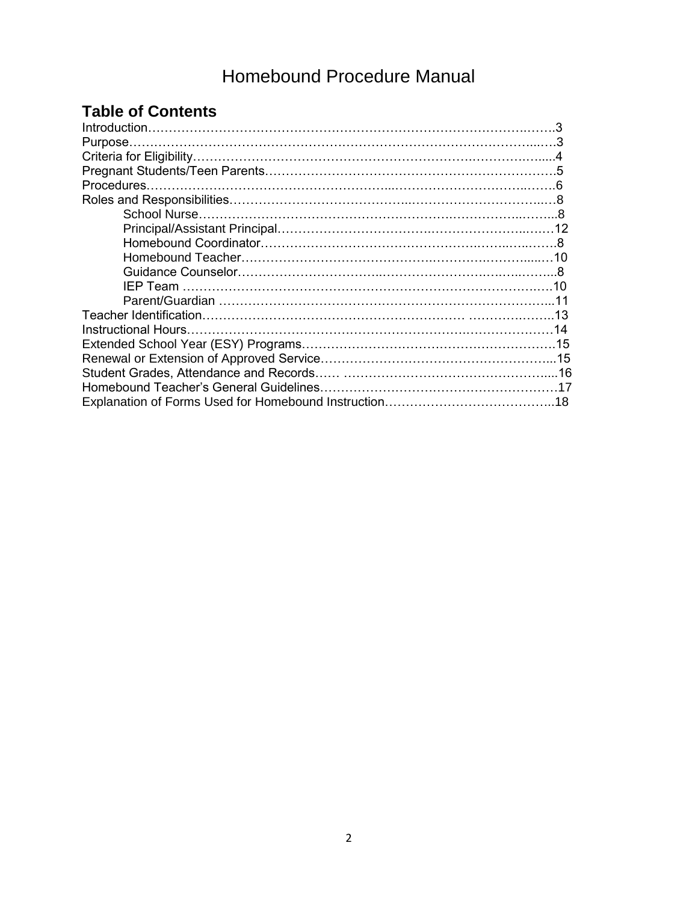# Homebound Procedure Manual

## Table of Contents

Introduction……………………………………………………………………………….…….3
Purpose……………………………………………………………………………………...…3
Criteria for Eligibility……………………………………………………………….……….….....4
Pregnant Students/Teen Parents……………………………….…………….………………5
Procedures……………………………………………..…………………………..…….6
Roles and Responsibilities…………………………………….……………………………..…8
- School Nurse…………………………………………….……….………………..……...8
- Principal/Assistant Principal……………………………….…………………….….…12
- Homebound Coordinator…………………………………………….……..…..…….8
- Homebound Teacher…………………………………….……….…….……......…10
- Guidance Counselor…………………………….……………………….….….……...8
- IEP Team ……………………………………………………………………………….…10
- Parent/Guardian …………………………………………………………………………..11

Teacher Identification……………………………………………….……… ………….……..13
Instructional Hours…………………………………………………………….………………14
Extended School Year (ESY) Programs……………………………………………………….15
Renewal or Extension of Approved Service………………………………………………....15
Student Grades, Attendance and Records…… …………………………………………….....16
Homebound Teacher's General Guidelines…………………………………………………17
Explanation of Forms Used for Homebound Instruction…………………………………..18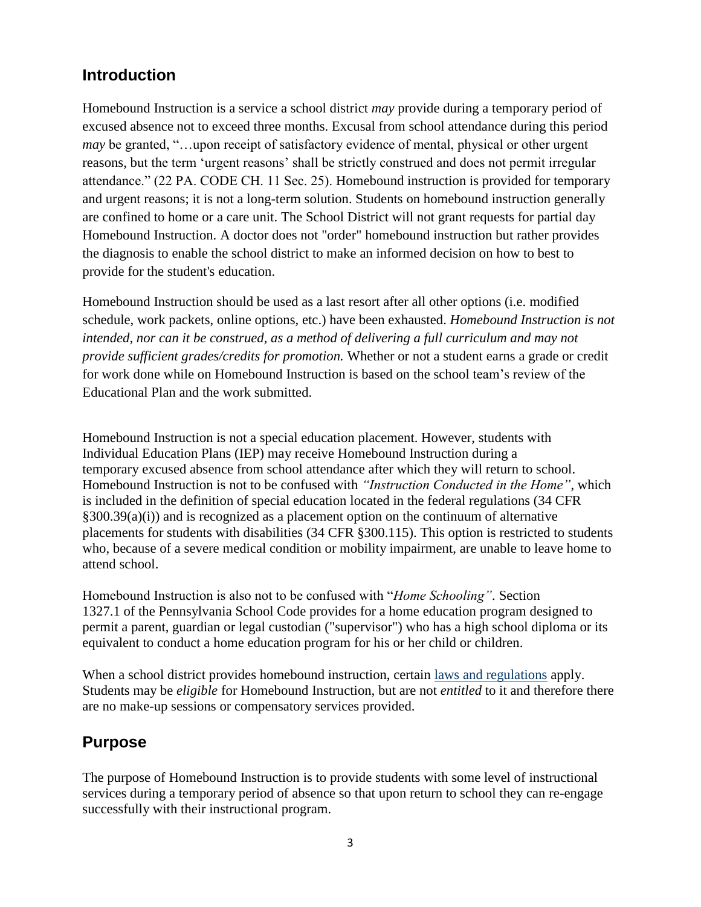## Introduction

Homebound Instruction is a service a school district *may* provide during a temporary period of excused absence not to exceed three months. Excusal from school attendance during this period *may* be granted, "…upon receipt of satisfactory evidence of mental, physical or other urgent reasons, but the term 'urgent reasons' shall be strictly construed and does not permit irregular attendance." (22 PA. CODE CH. 11 Sec. 25). Homebound instruction is provided for temporary and urgent reasons; it is not a long-term solution. Students on homebound instruction generally are confined to home or a care unit. The School District will not grant requests for partial day Homebound Instruction. A doctor does not "order" homebound instruction but rather provides the diagnosis to enable the school district to make an informed decision on how to best to provide for the student's education.

Homebound Instruction should be used as a last resort after all other options (i.e. modified schedule, work packets, online options, etc.) have been exhausted. *Homebound Instruction is not intended, nor can it be construed, as a method of delivering a full curriculum and may not provide sufficient grades/credits for promotion.* Whether or not a student earns a grade or credit for work done while on Homebound Instruction is based on the school team's review of the Educational Plan and the work submitted.

Homebound Instruction is not a special education placement. However, students with Individual Education Plans (IEP) may receive Homebound Instruction during a temporary excused absence from school attendance after which they will return to school. Homebound Instruction is not to be confused with *"Instruction Conducted in the Home"*, which is included in the definition of special education located in the federal regulations (34 CFR §300.39(a)(i)) and is recognized as a placement option on the continuum of alternative placements for students with disabilities (34 CFR §300.115). This option is restricted to students who, because of a severe medical condition or mobility impairment, are unable to leave home to attend school.

Homebound Instruction is also not to be confused with "*Home Schooling"*. Section 1327.1 of the Pennsylvania School Code provides for a home education program designed to permit a parent, guardian or legal custodian ("supervisor") who has a high school diploma or its equivalent to conduct a home education program for his or her child or children.

When a school district provides homebound instruction, certain laws and regulations apply. Students may be *eligible* for Homebound Instruction, but are not *entitled* to it and therefore there are no make-up sessions or compensatory services provided.

## Purpose

The purpose of Homebound Instruction is to provide students with some level of instructional services during a temporary period of absence so that upon return to school they can re-engage successfully with their instructional program.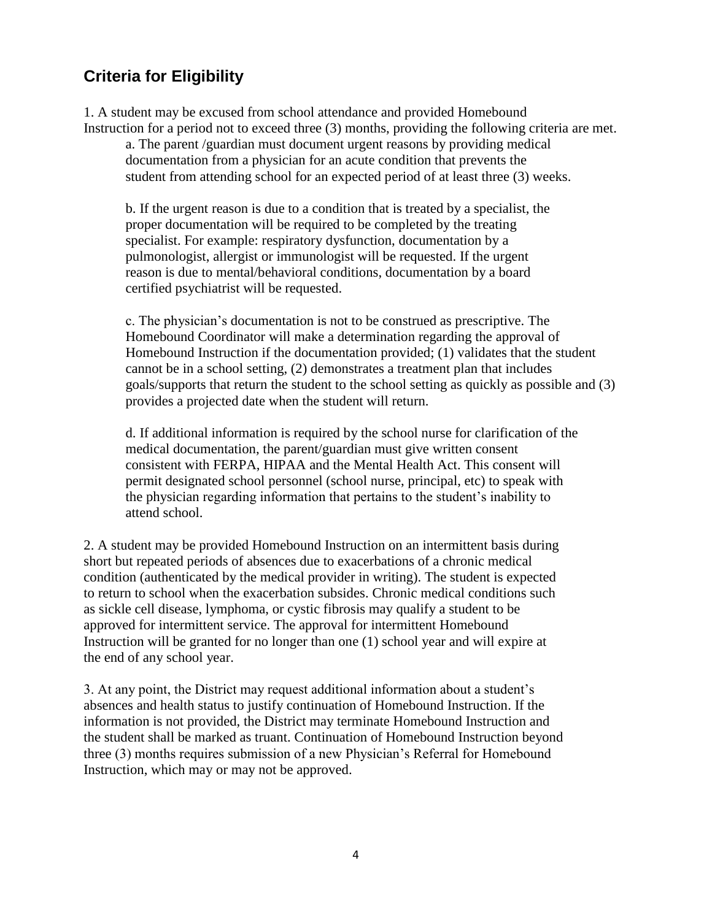## Criteria for Eligibility

1. A student may be excused from school attendance and provided Homebound Instruction for a period not to exceed three (3) months, providing the following criteria are met.

   a. The parent /guardian must document urgent reasons by providing medical documentation from a physician for an acute condition that prevents the student from attending school for an expected period of at least three (3) weeks.

   b. If the urgent reason is due to a condition that is treated by a specialist, the proper documentation will be required to be completed by the treating specialist. For example: respiratory dysfunction, documentation by a pulmonologist, allergist or immunologist will be requested. If the urgent reason is due to mental/behavioral conditions, documentation by a board certified psychiatrist will be requested.

   c. The physician's documentation is not to be construed as prescriptive. The Homebound Coordinator will make a determination regarding the approval of Homebound Instruction if the documentation provided; (1) validates that the student cannot be in a school setting, (2) demonstrates a treatment plan that includes goals/supports that return the student to the school setting as quickly as possible and (3) provides a projected date when the student will return.

   d. If additional information is required by the school nurse for clarification of the medical documentation, the parent/guardian must give written consent consistent with FERPA, HIPAA and the Mental Health Act. This consent will permit designated school personnel (school nurse, principal, etc) to speak with the physician regarding information that pertains to the student's inability to attend school.

2. A student may be provided Homebound Instruction on an intermittent basis during short but repeated periods of absences due to exacerbations of a chronic medical condition (authenticated by the medical provider in writing). The student is expected to return to school when the exacerbation subsides. Chronic medical conditions such as sickle cell disease, lymphoma, or cystic fibrosis may qualify a student to be approved for intermittent service. The approval for intermittent Homebound Instruction will be granted for no longer than one (1) school year and will expire at the end of any school year.

3. At any point, the District may request additional information about a student's absences and health status to justify continuation of Homebound Instruction. If the information is not provided, the District may terminate Homebound Instruction and the student shall be marked as truant. Continuation of Homebound Instruction beyond three (3) months requires submission of a new Physician's Referral for Homebound Instruction, which may or may not be approved.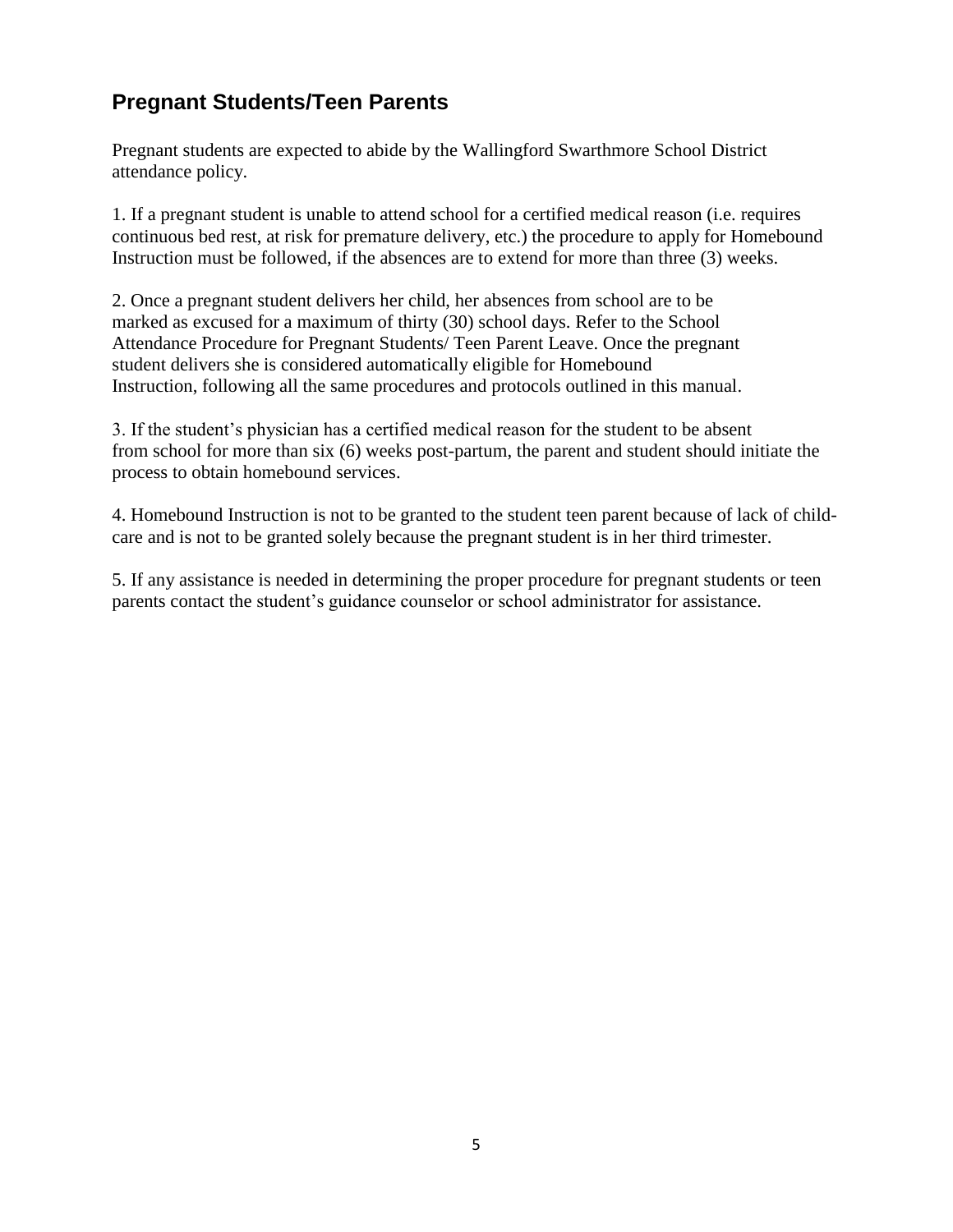## Pregnant Students/Teen Parents

Pregnant students are expected to abide by the Wallingford Swarthmore School District attendance policy.

1. If a pregnant student is unable to attend school for a certified medical reason (i.e. requires continuous bed rest, at risk for premature delivery, etc.) the procedure to apply for Homebound Instruction must be followed, if the absences are to extend for more than three (3) weeks.

2. Once a pregnant student delivers her child, her absences from school are to be marked as excused for a maximum of thirty (30) school days. Refer to the School Attendance Procedure for Pregnant Students/ Teen Parent Leave. Once the pregnant student delivers she is considered automatically eligible for Homebound Instruction, following all the same procedures and protocols outlined in this manual.

3. If the student's physician has a certified medical reason for the student to be absent from school for more than six (6) weeks post-partum, the parent and student should initiate the process to obtain homebound services.

4. Homebound Instruction is not to be granted to the student teen parent because of lack of child-care and is not to be granted solely because the pregnant student is in her third trimester.

5. If any assistance is needed in determining the proper procedure for pregnant students or teen parents contact the student's guidance counselor or school administrator for assistance.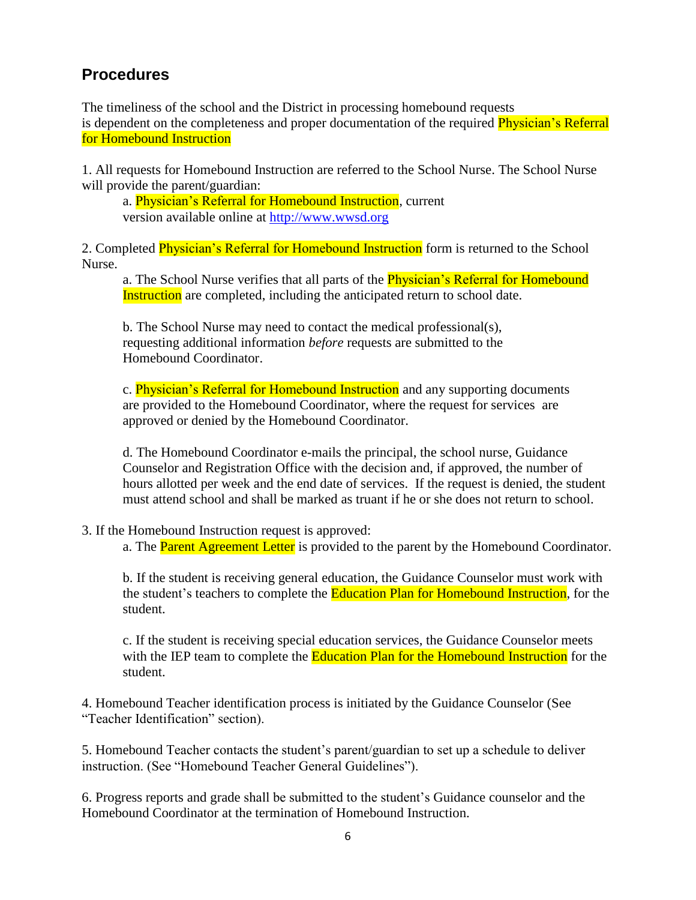## Procedures

The timeliness of the school and the District in processing homebound requests is dependent on the completeness and proper documentation of the required Physician's Referral for Homebound Instruction

1. All requests for Homebound Instruction are referred to the School Nurse. The School Nurse will provide the parent/guardian:
   a. Physician's Referral for Homebound Instruction, current version available online at [http://www.wwsd.org](http://www.wwsd.org)

2. Completed Physician's Referral for Homebound Instruction form is returned to the School Nurse.
   a. The School Nurse verifies that all parts of the Physician's Referral for Homebound Instruction are completed, including the anticipated return to school date.

   b. The School Nurse may need to contact the medical professional(s), requesting additional information *before* requests are submitted to the Homebound Coordinator.

   c. Physician's Referral for Homebound Instruction and any supporting documents are provided to the Homebound Coordinator, where the request for services are approved or denied by the Homebound Coordinator.

   d. The Homebound Coordinator e-mails the principal, the school nurse, Guidance Counselor and Registration Office with the decision and, if approved, the number of hours allotted per week and the end date of services. If the request is denied, the student must attend school and shall be marked as truant if he or she does not return to school.

3. If the Homebound Instruction request is approved:
   a. The Parent Agreement Letter is provided to the parent by the Homebound Coordinator.

   b. If the student is receiving general education, the Guidance Counselor must work with the student's teachers to complete the Education Plan for Homebound Instruction, for the student.

   c. If the student is receiving special education services, the Guidance Counselor meets with the IEP team to complete the Education Plan for the Homebound Instruction for the student.

4. Homebound Teacher identification process is initiated by the Guidance Counselor (See "Teacher Identification" section).

5. Homebound Teacher contacts the student's parent/guardian to set up a schedule to deliver instruction. (See "Homebound Teacher General Guidelines").

6. Progress reports and grade shall be submitted to the student's Guidance counselor and the Homebound Coordinator at the termination of Homebound Instruction.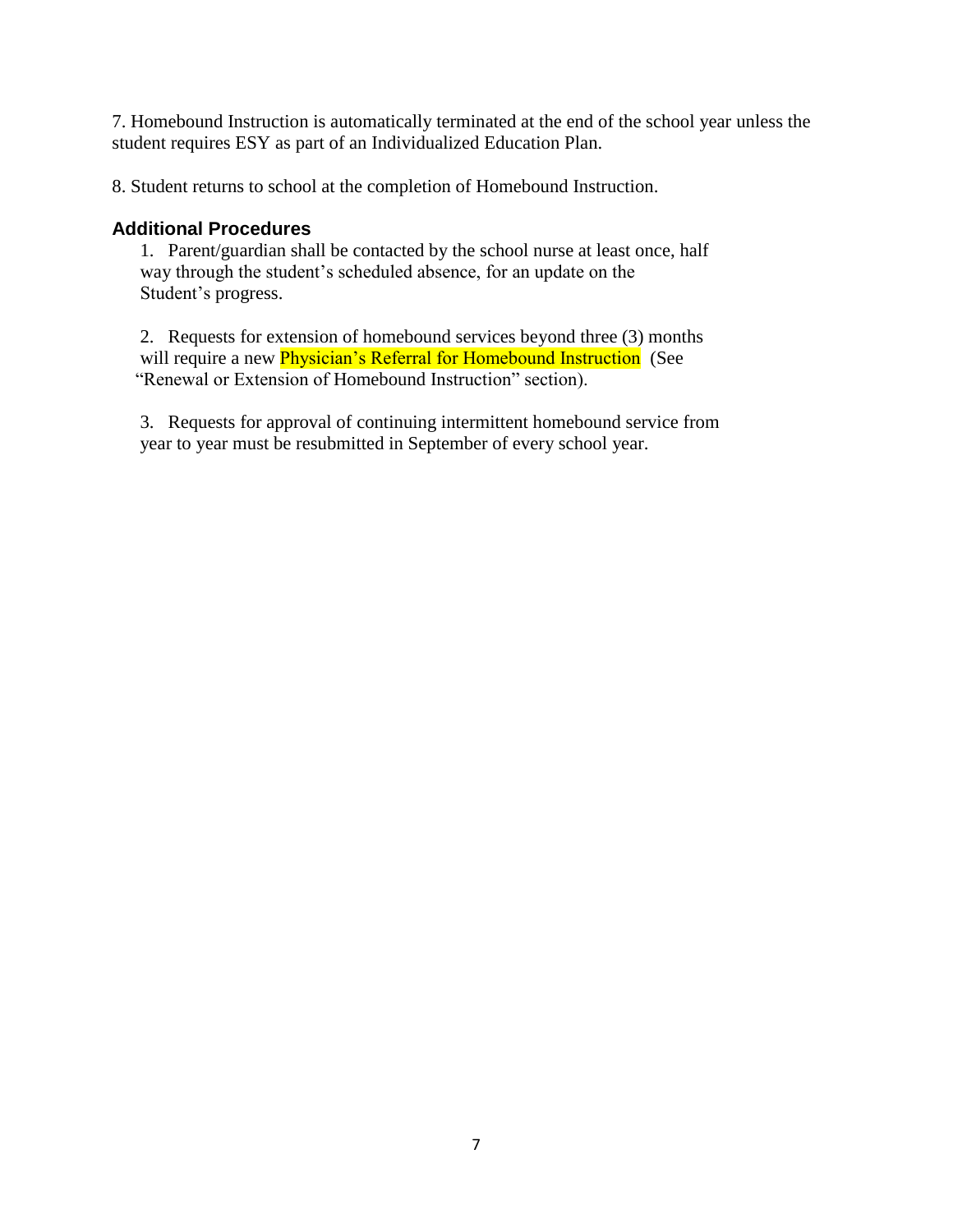7. Homebound Instruction is automatically terminated at the end of the school year unless the student requires ESY as part of an Individualized Education Plan.

8. Student returns to school at the completion of Homebound Instruction.

### Additional Procedures

1. Parent/guardian shall be contacted by the school nurse at least once, half way through the student's scheduled absence, for an update on the Student's progress.

2. Requests for extension of homebound services beyond three (3) months will require a new Physician's Referral for Homebound Instruction (See "Renewal or Extension of Homebound Instruction" section).

3. Requests for approval of continuing intermittent homebound service from year to year must be resubmitted in September of every school year.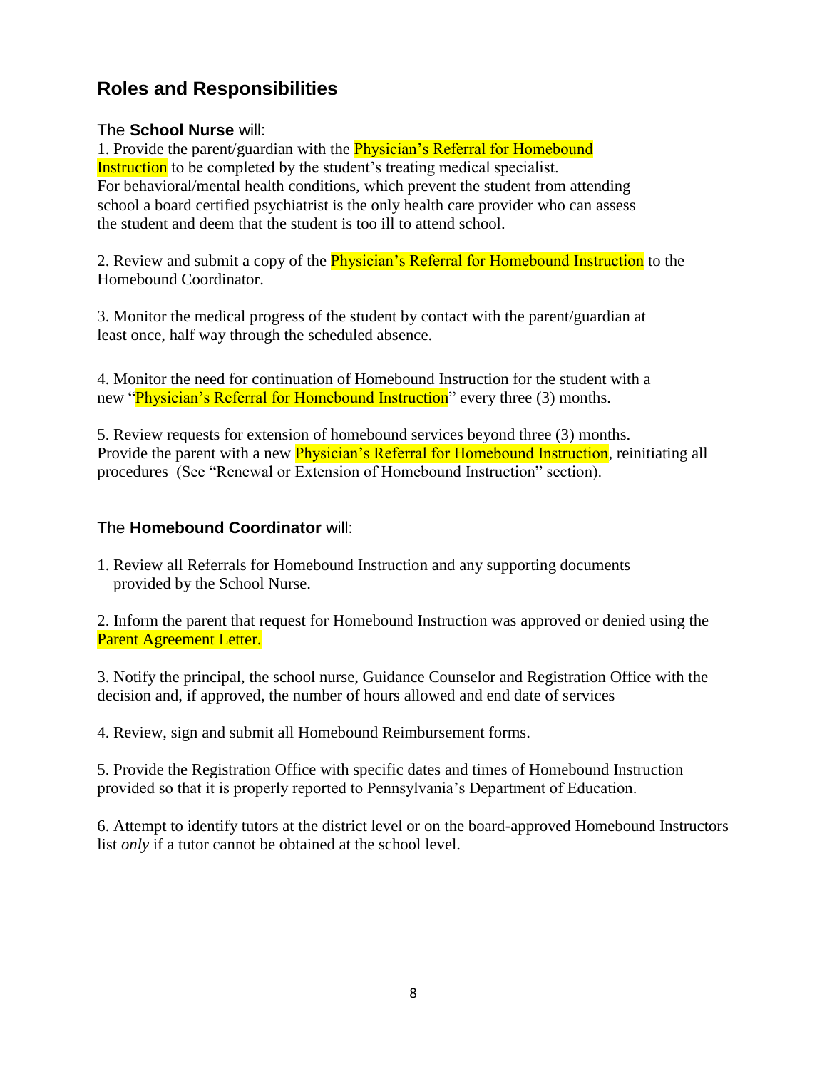## Roles and Responsibilities

### The **School Nurse** will:

1. Provide the parent/guardian with the Physician's Referral for Homebound Instruction to be completed by the student's treating medical specialist. For behavioral/mental health conditions, which prevent the student from attending school a board certified psychiatrist is the only health care provider who can assess the student and deem that the student is too ill to attend school.

2. Review and submit a copy of the Physician's Referral for Homebound Instruction to the Homebound Coordinator.

3. Monitor the medical progress of the student by contact with the parent/guardian at least once, half way through the scheduled absence.

4. Monitor the need for continuation of Homebound Instruction for the student with a new "Physician's Referral for Homebound Instruction" every three (3) months.

5. Review requests for extension of homebound services beyond three (3) months. Provide the parent with a new Physician's Referral for Homebound Instruction, reinitiating all procedures (See "Renewal or Extension of Homebound Instruction" section).

### The **Homebound Coordinator** will:

1. Review all Referrals for Homebound Instruction and any supporting documents provided by the School Nurse.

2. Inform the parent that request for Homebound Instruction was approved or denied using the Parent Agreement Letter.

3. Notify the principal, the school nurse, Guidance Counselor and Registration Office with the decision and, if approved, the number of hours allowed and end date of services

4. Review, sign and submit all Homebound Reimbursement forms.

5. Provide the Registration Office with specific dates and times of Homebound Instruction provided so that it is properly reported to Pennsylvania's Department of Education.

6. Attempt to identify tutors at the district level or on the board-approved Homebound Instructors list *only* if a tutor cannot be obtained at the school level.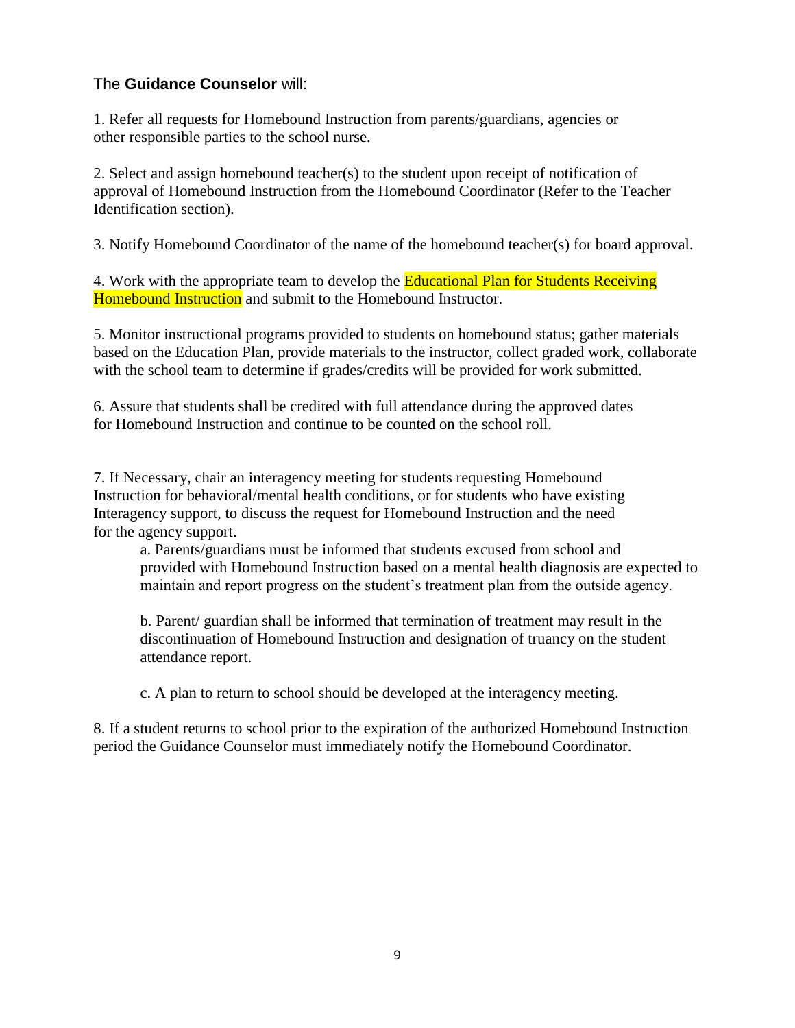The **Guidance Counselor** will:

1. Refer all requests for Homebound Instruction from parents/guardians, agencies or other responsible parties to the school nurse.

2. Select and assign homebound teacher(s) to the student upon receipt of notification of approval of Homebound Instruction from the Homebound Coordinator (Refer to the Teacher Identification section).

3. Notify Homebound Coordinator of the name of the homebound teacher(s) for board approval.

4. Work with the appropriate team to develop the Educational Plan for Students Receiving Homebound Instruction and submit to the Homebound Instructor.

5. Monitor instructional programs provided to students on homebound status; gather materials based on the Education Plan, provide materials to the instructor, collect graded work, collaborate with the school team to determine if grades/credits will be provided for work submitted.

6. Assure that students shall be credited with full attendance during the approved dates for Homebound Instruction and continue to be counted on the school roll.

7. If Necessary, chair an interagency meeting for students requesting Homebound Instruction for behavioral/mental health conditions, or for students who have existing Interagency support, to discuss the request for Homebound Instruction and the need for the agency support.

   a. Parents/guardians must be informed that students excused from school and provided with Homebound Instruction based on a mental health diagnosis are expected to maintain and report progress on the student's treatment plan from the outside agency.

   b. Parent/ guardian shall be informed that termination of treatment may result in the discontinuation of Homebound Instruction and designation of truancy on the student attendance report.

   c. A plan to return to school should be developed at the interagency meeting.

8. If a student returns to school prior to the expiration of the authorized Homebound Instruction period the Guidance Counselor must immediately notify the Homebound Coordinator.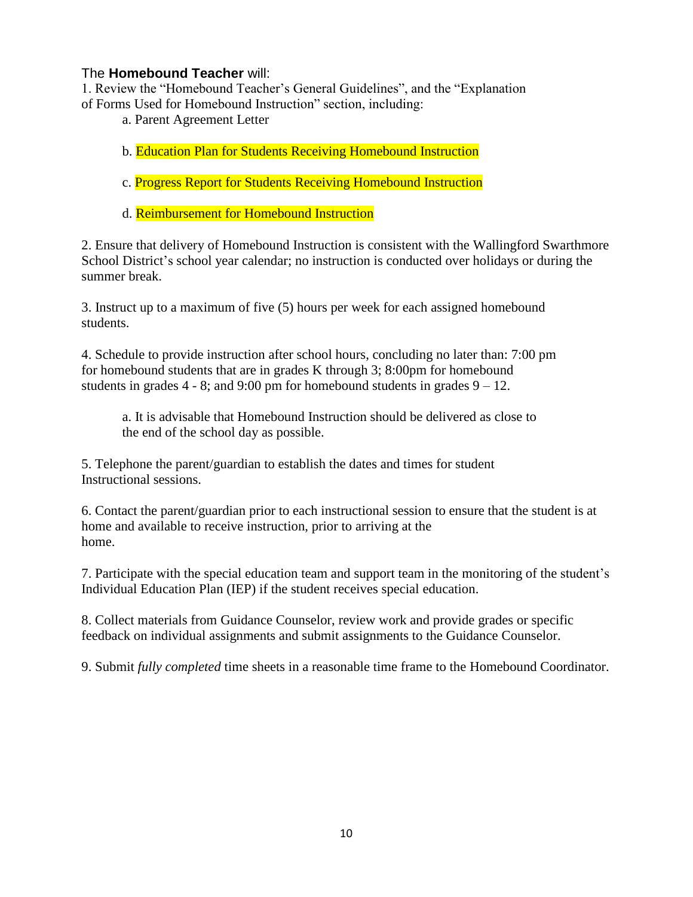The **Homebound Teacher** will:

1. Review the "Homebound Teacher's General Guidelines", and the "Explanation of Forms Used for Homebound Instruction" section, including:
   - a. Parent Agreement Letter
   - b. Education Plan for Students Receiving Homebound Instruction
   - c. Progress Report for Students Receiving Homebound Instruction
   - d. Reimbursement for Homebound Instruction

2. Ensure that delivery of Homebound Instruction is consistent with the Wallingford Swarthmore School District's school year calendar; no instruction is conducted over holidays or during the summer break.

3. Instruct up to a maximum of five (5) hours per week for each assigned homebound students.

4. Schedule to provide instruction after school hours, concluding no later than: 7:00 pm for homebound students that are in grades K through 3; 8:00pm for homebound students in grades 4 - 8; and 9:00 pm for homebound students in grades 9 – 12.
   - a. It is advisable that Homebound Instruction should be delivered as close to the end of the school day as possible.

5. Telephone the parent/guardian to establish the dates and times for student Instructional sessions.

6. Contact the parent/guardian prior to each instructional session to ensure that the student is at home and available to receive instruction, prior to arriving at the home.

7. Participate with the special education team and support team in the monitoring of the student's Individual Education Plan (IEP) if the student receives special education.

8. Collect materials from Guidance Counselor, review work and provide grades or specific feedback on individual assignments and submit assignments to the Guidance Counselor.

9. Submit *fully completed* time sheets in a reasonable time frame to the Homebound Coordinator.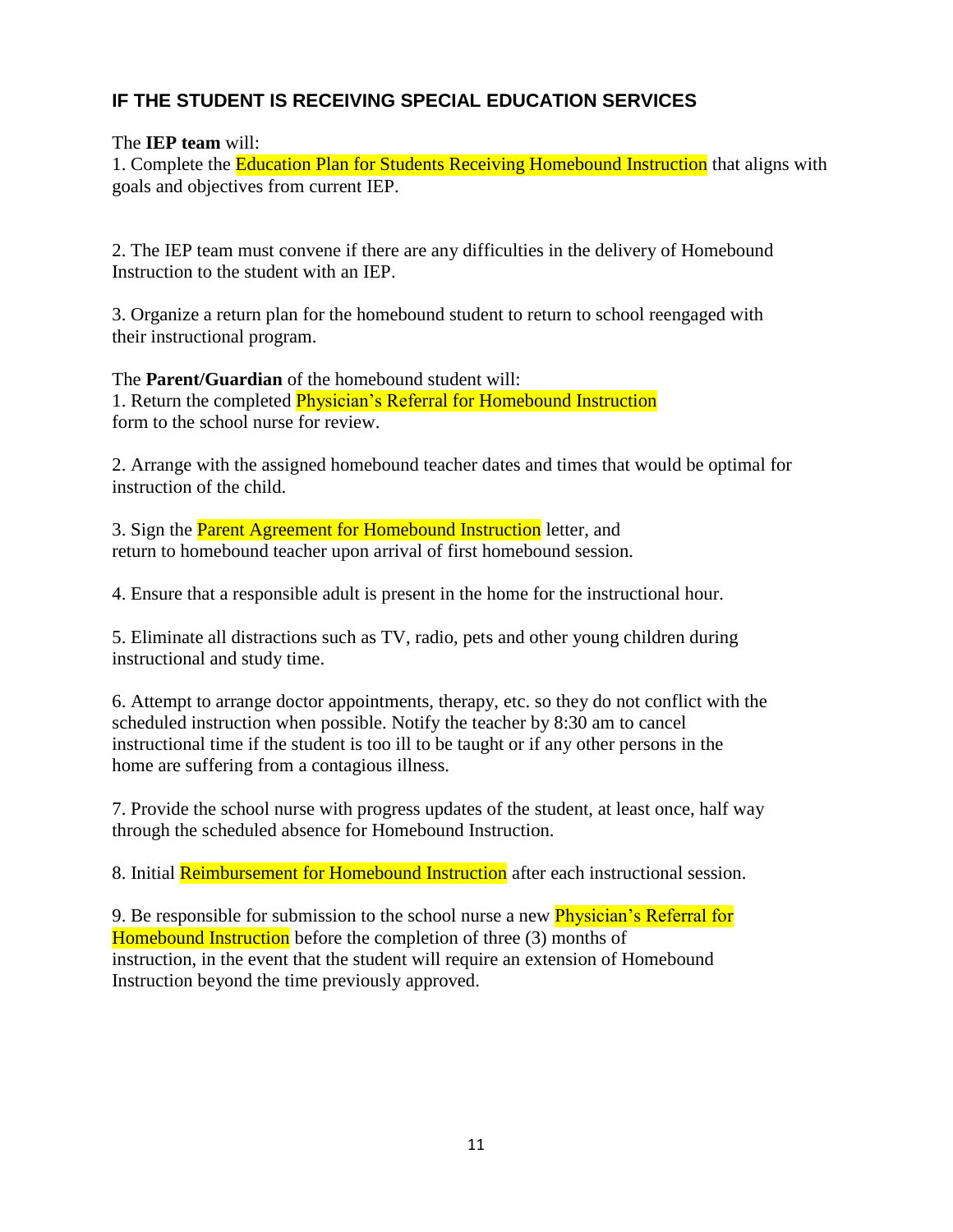## IF THE STUDENT IS RECEIVING SPECIAL EDUCATION SERVICES

The **IEP team** will:

1. Complete the Education Plan for Students Receiving Homebound Instruction that aligns with goals and objectives from current IEP.

2. The IEP team must convene if there are any difficulties in the delivery of Homebound Instruction to the student with an IEP.

3. Organize a return plan for the homebound student to return to school reengaged with their instructional program.

The **Parent/Guardian** of the homebound student will:

1. Return the completed Physician's Referral for Homebound Instruction form to the school nurse for review.

2. Arrange with the assigned homebound teacher dates and times that would be optimal for instruction of the child.

3. Sign the Parent Agreement for Homebound Instruction letter, and return to homebound teacher upon arrival of first homebound session.

4. Ensure that a responsible adult is present in the home for the instructional hour.

5. Eliminate all distractions such as TV, radio, pets and other young children during instructional and study time.

6. Attempt to arrange doctor appointments, therapy, etc. so they do not conflict with the scheduled instruction when possible. Notify the teacher by 8:30 am to cancel instructional time if the student is too ill to be taught or if any other persons in the home are suffering from a contagious illness.

7. Provide the school nurse with progress updates of the student, at least once, half way through the scheduled absence for Homebound Instruction.

8. Initial Reimbursement for Homebound Instruction after each instructional session.

9. Be responsible for submission to the school nurse a new Physician's Referral for Homebound Instruction before the completion of three (3) months of instruction, in the event that the student will require an extension of Homebound Instruction beyond the time previously approved.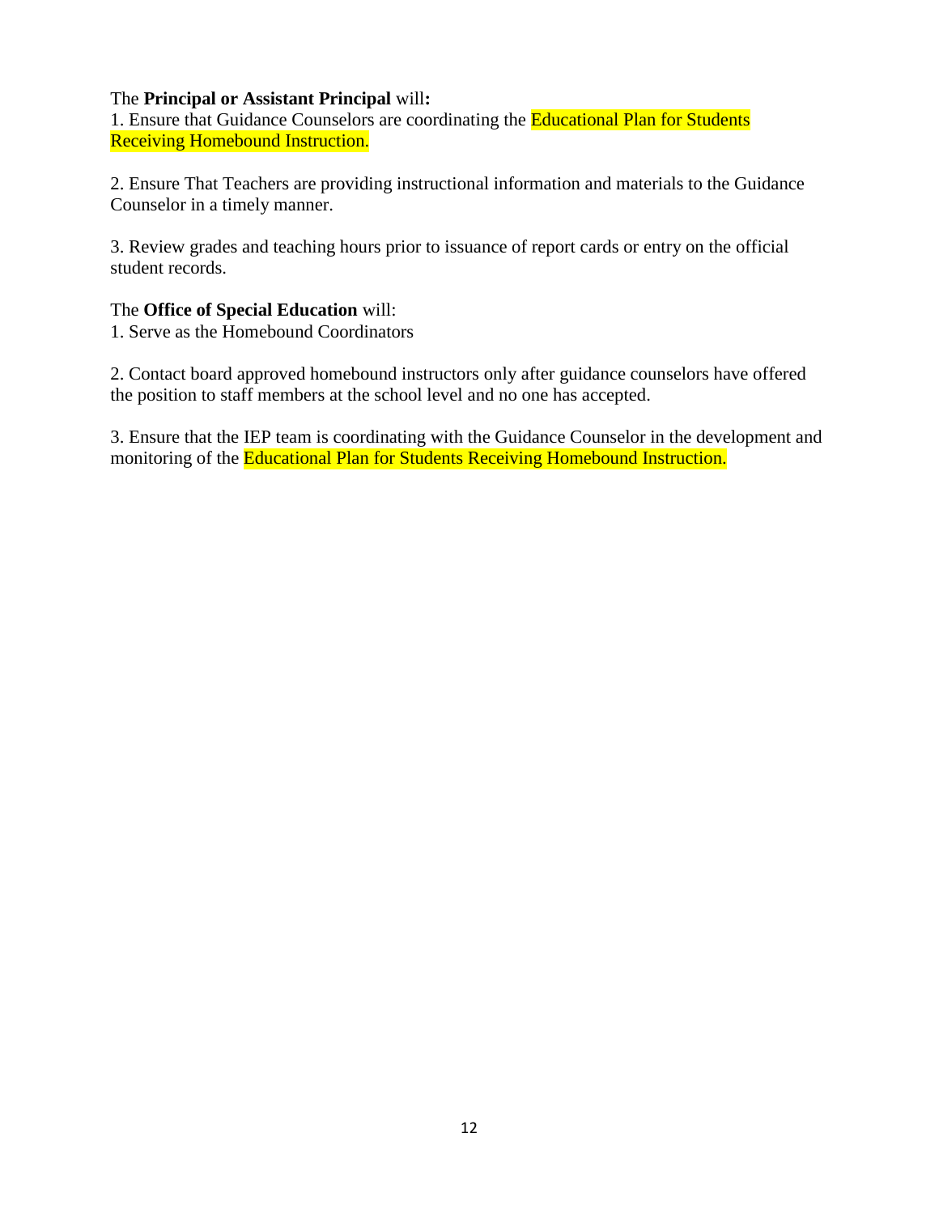The **Principal or Assistant Principal** will**:**
1. Ensure that Guidance Counselors are coordinating the Educational Plan for Students Receiving Homebound Instruction.

2. Ensure That Teachers are providing instructional information and materials to the Guidance Counselor in a timely manner.

3. Review grades and teaching hours prior to issuance of report cards or entry on the official student records.

The **Office of Special Education** will:
1. Serve as the Homebound Coordinators

2. Contact board approved homebound instructors only after guidance counselors have offered the position to staff members at the school level and no one has accepted.

3. Ensure that the IEP team is coordinating with the Guidance Counselor in the development and monitoring of the Educational Plan for Students Receiving Homebound Instruction.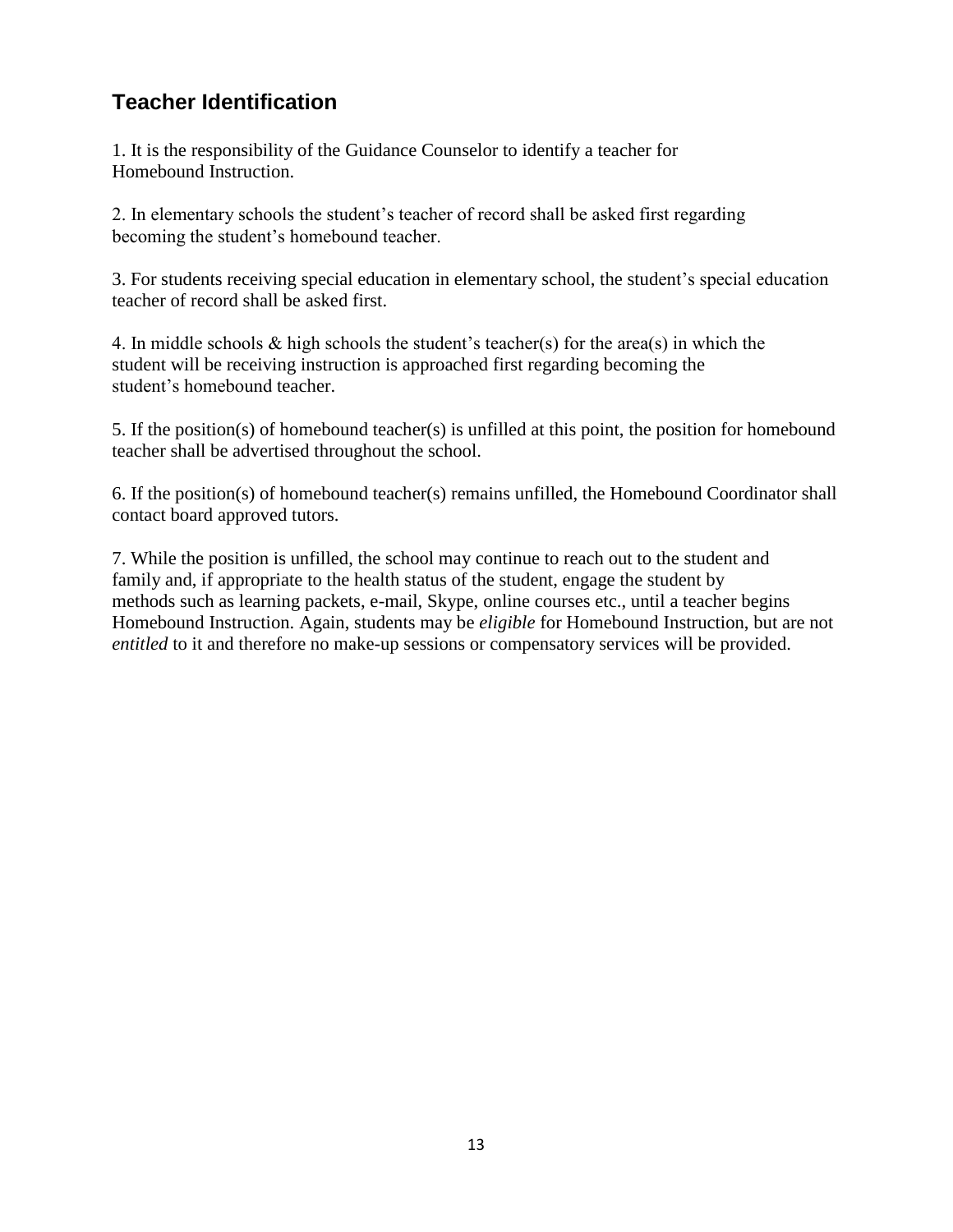## Teacher Identification

1. It is the responsibility of the Guidance Counselor to identify a teacher for Homebound Instruction.

2. In elementary schools the student's teacher of record shall be asked first regarding becoming the student's homebound teacher.

3. For students receiving special education in elementary school, the student's special education teacher of record shall be asked first.

4. In middle schools & high schools the student's teacher(s) for the area(s) in which the student will be receiving instruction is approached first regarding becoming the student's homebound teacher.

5. If the position(s) of homebound teacher(s) is unfilled at this point, the position for homebound teacher shall be advertised throughout the school.

6. If the position(s) of homebound teacher(s) remains unfilled, the Homebound Coordinator shall contact board approved tutors.

7. While the position is unfilled, the school may continue to reach out to the student and family and, if appropriate to the health status of the student, engage the student by methods such as learning packets, e-mail, Skype, online courses etc., until a teacher begins Homebound Instruction. Again, students may be *eligible* for Homebound Instruction, but are not *entitled* to it and therefore no make-up sessions or compensatory services will be provided.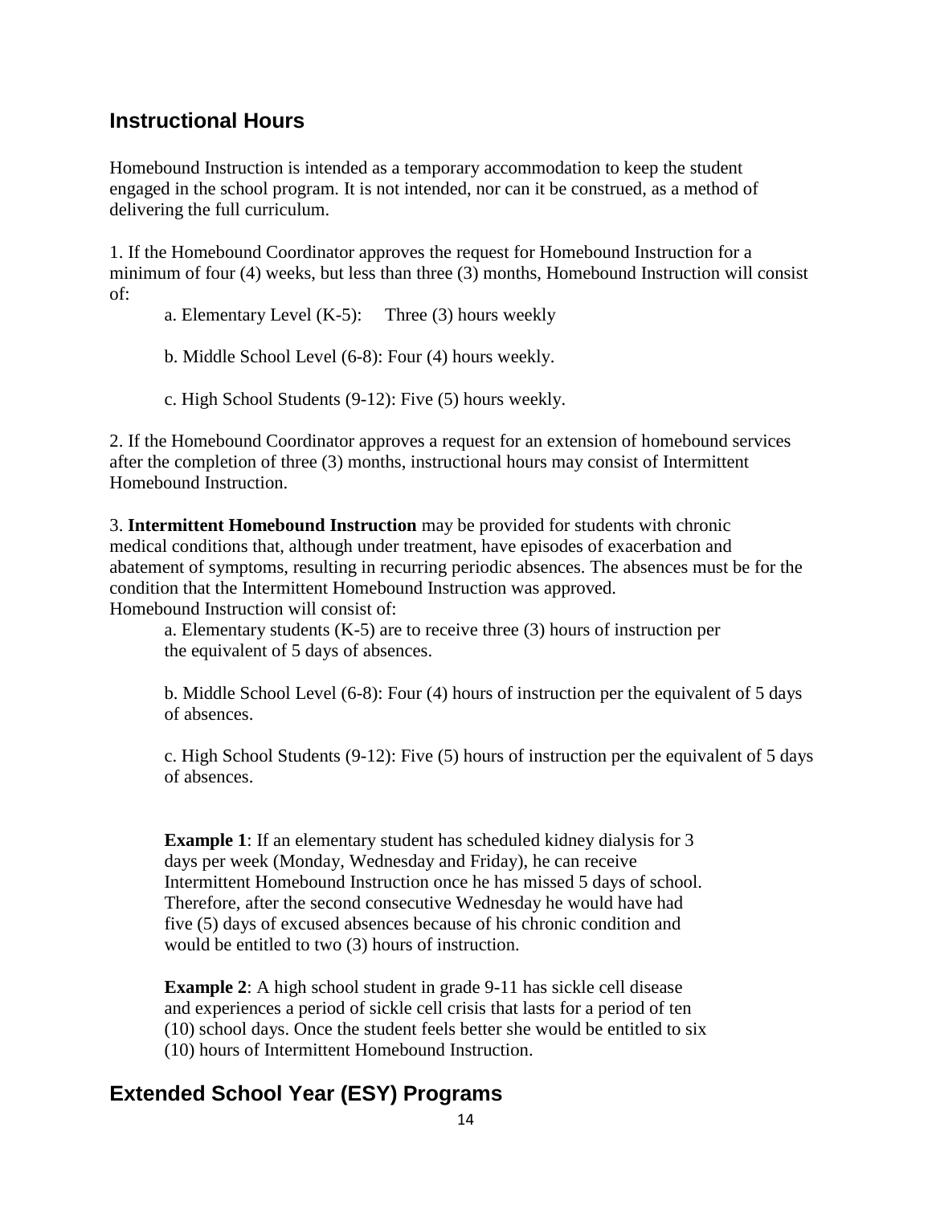## Instructional Hours

Homebound Instruction is intended as a temporary accommodation to keep the student engaged in the school program. It is not intended, nor can it be construed, as a method of delivering the full curriculum.

1. If the Homebound Coordinator approves the request for Homebound Instruction for a minimum of four (4) weeks, but less than three (3) months, Homebound Instruction will consist of:

   a. Elementary Level (K-5): Three (3) hours weekly

   b. Middle School Level (6-8): Four (4) hours weekly.

   c. High School Students (9-12): Five (5) hours weekly.

2. If the Homebound Coordinator approves a request for an extension of homebound services after the completion of three (3) months, instructional hours may consist of Intermittent Homebound Instruction.

3. **Intermittent Homebound Instruction** may be provided for students with chronic medical conditions that, although under treatment, have episodes of exacerbation and abatement of symptoms, resulting in recurring periodic absences. The absences must be for the condition that the Intermittent Homebound Instruction was approved.
Homebound Instruction will consist of:

   a. Elementary students (K-5) are to receive three (3) hours of instruction per the equivalent of 5 days of absences.

   b. Middle School Level (6-8): Four (4) hours of instruction per the equivalent of 5 days of absences.

   c. High School Students (9-12): Five (5) hours of instruction per the equivalent of 5 days of absences.

   **Example 1**: If an elementary student has scheduled kidney dialysis for 3 days per week (Monday, Wednesday and Friday), he can receive Intermittent Homebound Instruction once he has missed 5 days of school. Therefore, after the second consecutive Wednesday he would have had five (5) days of excused absences because of his chronic condition and would be entitled to two (3) hours of instruction.

   **Example 2**: A high school student in grade 9-11 has sickle cell disease and experiences a period of sickle cell crisis that lasts for a period of ten (10) school days. Once the student feels better she would be entitled to six (10) hours of Intermittent Homebound Instruction.

## Extended School Year (ESY) Programs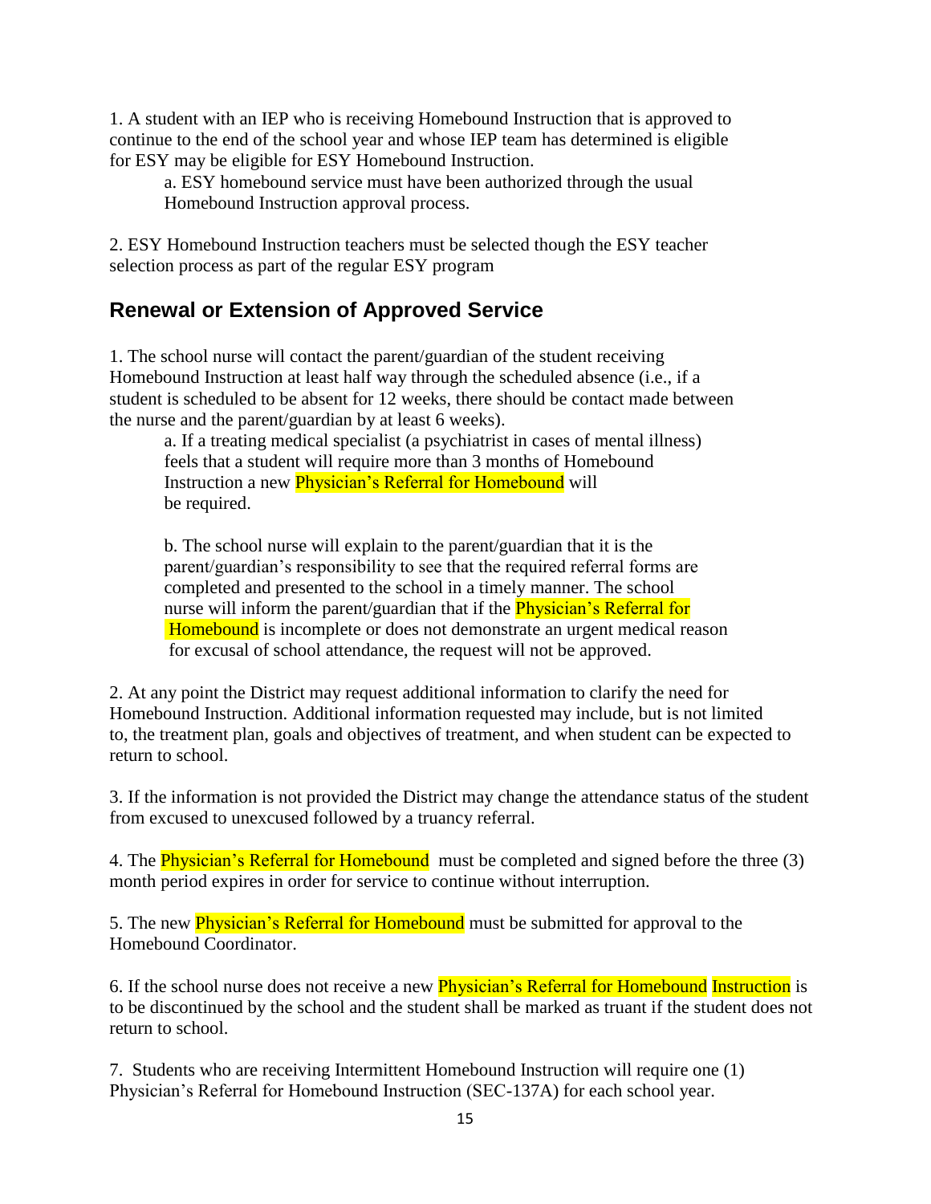1. A student with an IEP who is receiving Homebound Instruction that is approved to continue to the end of the school year and whose IEP team has determined is eligible for ESY may be eligible for ESY Homebound Instruction.

    a. ESY homebound service must have been authorized through the usual Homebound Instruction approval process.

2. ESY Homebound Instruction teachers must be selected though the ESY teacher selection process as part of the regular ESY program

## Renewal or Extension of Approved Service

1. The school nurse will contact the parent/guardian of the student receiving Homebound Instruction at least half way through the scheduled absence (i.e., if a student is scheduled to be absent for 12 weeks, there should be contact made between the nurse and the parent/guardian by at least 6 weeks).

    a. If a treating medical specialist (a psychiatrist in cases of mental illness) feels that a student will require more than 3 months of Homebound Instruction a new Physician's Referral for Homebound will be required.

    b. The school nurse will explain to the parent/guardian that it is the parent/guardian's responsibility to see that the required referral forms are completed and presented to the school in a timely manner. The school nurse will inform the parent/guardian that if the Physician's Referral for Homebound is incomplete or does not demonstrate an urgent medical reason for excusal of school attendance, the request will not be approved.

2. At any point the District may request additional information to clarify the need for Homebound Instruction. Additional information requested may include, but is not limited to, the treatment plan, goals and objectives of treatment, and when student can be expected to return to school.

3. If the information is not provided the District may change the attendance status of the student from excused to unexcused followed by a truancy referral.

4. The Physician's Referral for Homebound must be completed and signed before the three (3) month period expires in order for service to continue without interruption.

5. The new Physician's Referral for Homebound must be submitted for approval to the Homebound Coordinator.

6. If the school nurse does not receive a new Physician's Referral for Homebound Instruction is to be discontinued by the school and the student shall be marked as truant if the student does not return to school.

7. Students who are receiving Intermittent Homebound Instruction will require one (1) Physician's Referral for Homebound Instruction (SEC-137A) for each school year.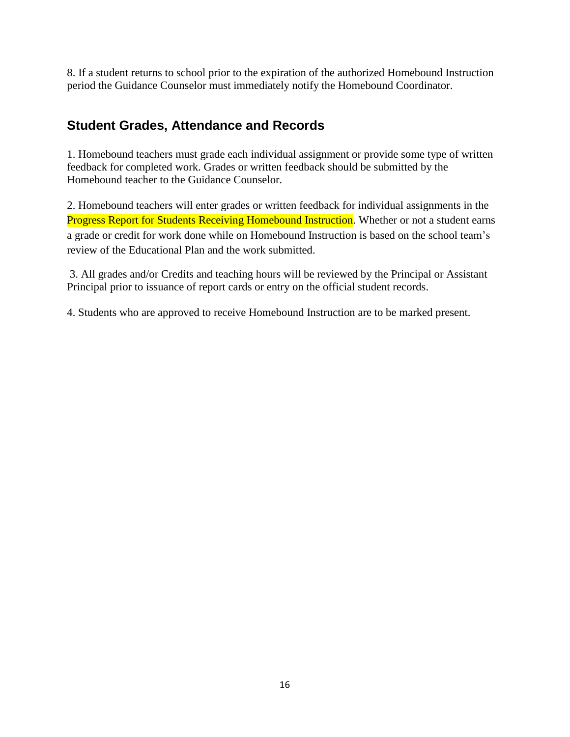8. If a student returns to school prior to the expiration of the authorized Homebound Instruction period the Guidance Counselor must immediately notify the Homebound Coordinator.

## Student Grades, Attendance and Records

1. Homebound teachers must grade each individual assignment or provide some type of written feedback for completed work. Grades or written feedback should be submitted by the Homebound teacher to the Guidance Counselor.

2. Homebound teachers will enter grades or written feedback for individual assignments in the Progress Report for Students Receiving Homebound Instruction. Whether or not a student earns a grade or credit for work done while on Homebound Instruction is based on the school team's review of the Educational Plan and the work submitted.

3. All grades and/or Credits and teaching hours will be reviewed by the Principal or Assistant Principal prior to issuance of report cards or entry on the official student records.

4. Students who are approved to receive Homebound Instruction are to be marked present.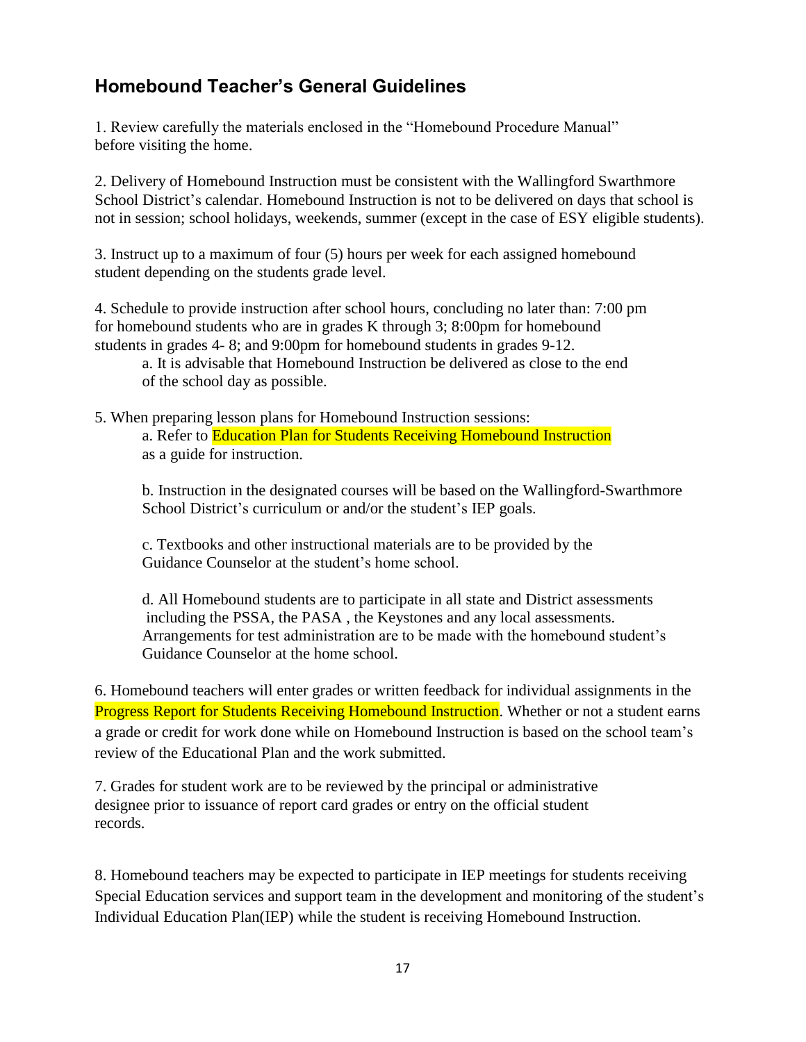## Homebound Teacher's General Guidelines

1. Review carefully the materials enclosed in the "Homebound Procedure Manual" before visiting the home.

2. Delivery of Homebound Instruction must be consistent with the Wallingford Swarthmore School District's calendar. Homebound Instruction is not to be delivered on days that school is not in session; school holidays, weekends, summer (except in the case of ESY eligible students).

3. Instruct up to a maximum of four (5) hours per week for each assigned homebound student depending on the students grade level.

4. Schedule to provide instruction after school hours, concluding no later than: 7:00 pm for homebound students who are in grades K through 3; 8:00pm for homebound students in grades 4- 8; and 9:00pm for homebound students in grades 9-12.

   a. It is advisable that Homebound Instruction be delivered as close to the end of the school day as possible.

5. When preparing lesson plans for Homebound Instruction sessions:

   a. Refer to Education Plan for Students Receiving Homebound Instruction as a guide for instruction.

   b. Instruction in the designated courses will be based on the Wallingford-Swarthmore School District's curriculum or and/or the student's IEP goals.

   c. Textbooks and other instructional materials are to be provided by the Guidance Counselor at the student's home school.

   d. All Homebound students are to participate in all state and District assessments including the PSSA, the PASA , the Keystones and any local assessments. Arrangements for test administration are to be made with the homebound student's Guidance Counselor at the home school.

6. Homebound teachers will enter grades or written feedback for individual assignments in the Progress Report for Students Receiving Homebound Instruction. Whether or not a student earns a grade or credit for work done while on Homebound Instruction is based on the school team's review of the Educational Plan and the work submitted.

7. Grades for student work are to be reviewed by the principal or administrative designee prior to issuance of report card grades or entry on the official student records.

8. Homebound teachers may be expected to participate in IEP meetings for students receiving Special Education services and support team in the development and monitoring of the student's Individual Education Plan(IEP) while the student is receiving Homebound Instruction.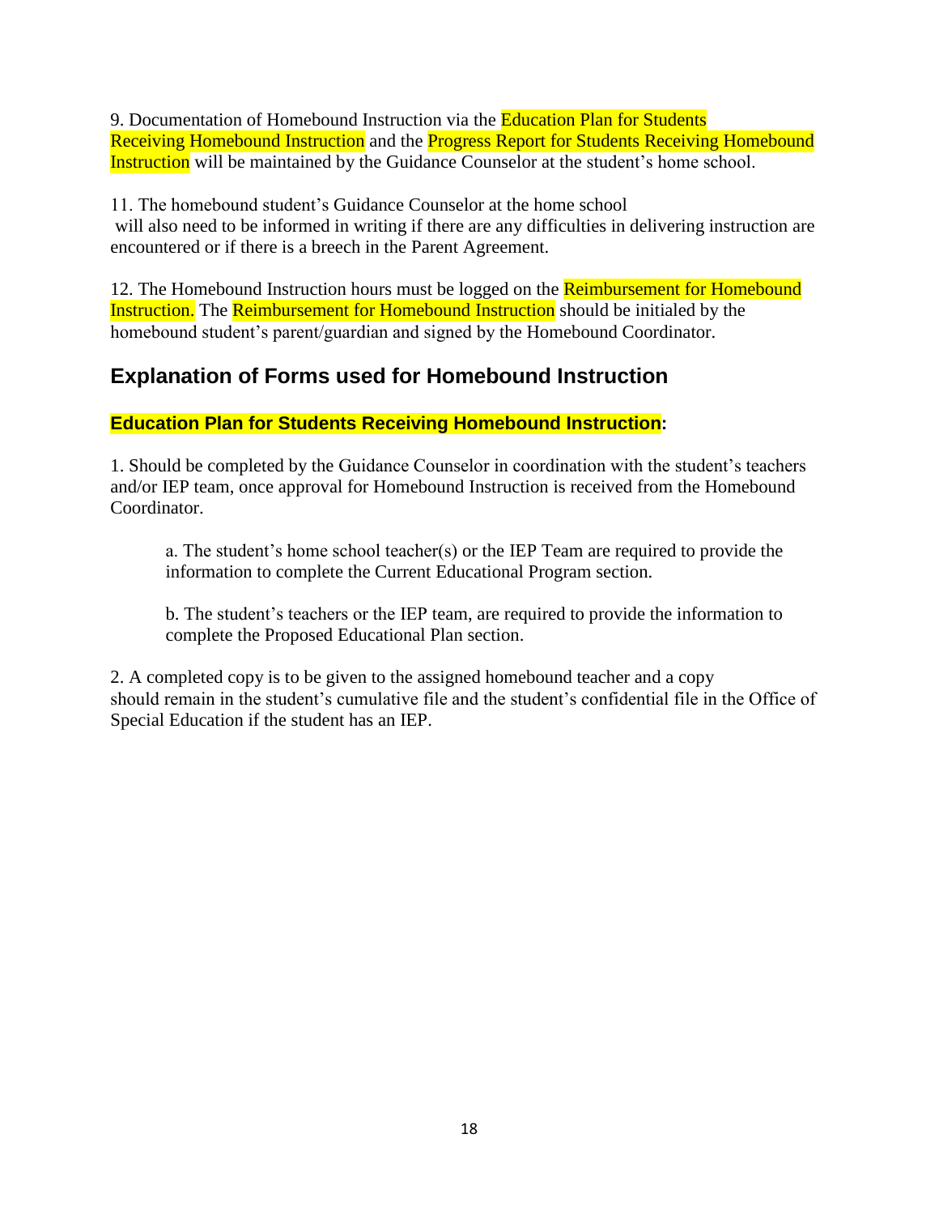9. Documentation of Homebound Instruction via the Education Plan for Students Receiving Homebound Instruction and the Progress Report for Students Receiving Homebound Instruction will be maintained by the Guidance Counselor at the student's home school.

11. The homebound student's Guidance Counselor at the home school will also need to be informed in writing if there are any difficulties in delivering instruction are encountered or if there is a breech in the Parent Agreement.

12. The Homebound Instruction hours must be logged on the Reimbursement for Homebound Instruction. The Reimbursement for Homebound Instruction should be initialed by the homebound student's parent/guardian and signed by the Homebound Coordinator.

## Explanation of Forms used for Homebound Instruction

### Education Plan for Students Receiving Homebound Instruction:

1. Should be completed by the Guidance Counselor in coordination with the student's teachers and/or IEP team, once approval for Homebound Instruction is received from the Homebound Coordinator.

    a. The student's home school teacher(s) or the IEP Team are required to provide the information to complete the Current Educational Program section.

    b. The student's teachers or the IEP team, are required to provide the information to complete the Proposed Educational Plan section.

2. A completed copy is to be given to the assigned homebound teacher and a copy should remain in the student's cumulative file and the student's confidential file in the Office of Special Education if the student has an IEP.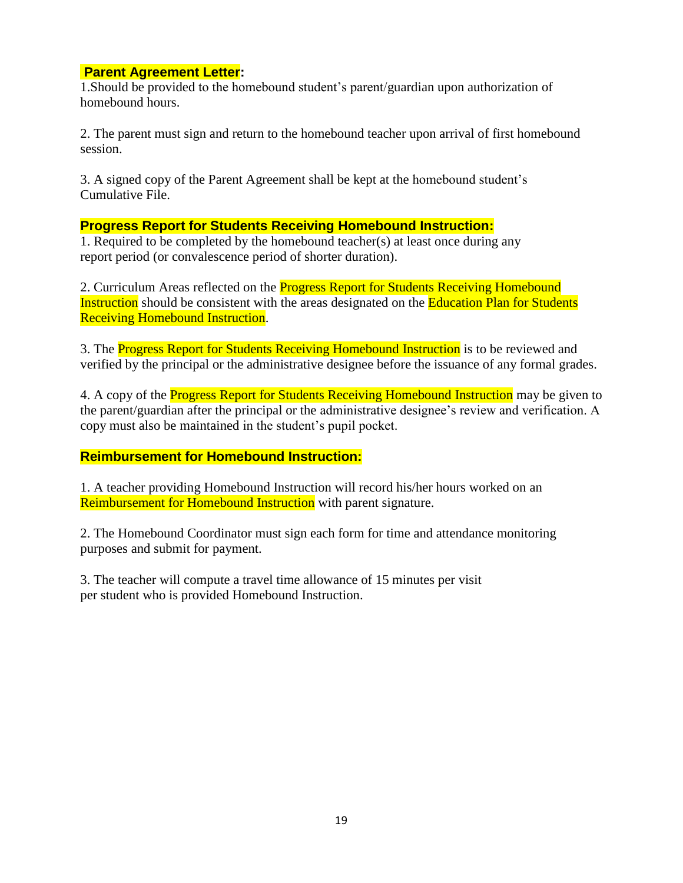**Parent Agreement Letter:**

1.Should be provided to the homebound student's parent/guardian upon authorization of homebound hours.

2. The parent must sign and return to the homebound teacher upon arrival of first homebound session.

3. A signed copy of the Parent Agreement shall be kept at the homebound student's Cumulative File.

**Progress Report for Students Receiving Homebound Instruction:**

1. Required to be completed by the homebound teacher(s) at least once during any report period (or convalescence period of shorter duration).

2. Curriculum Areas reflected on the Progress Report for Students Receiving Homebound Instruction should be consistent with the areas designated on the Education Plan for Students Receiving Homebound Instruction.

3. The Progress Report for Students Receiving Homebound Instruction is to be reviewed and verified by the principal or the administrative designee before the issuance of any formal grades.

4. A copy of the Progress Report for Students Receiving Homebound Instruction may be given to the parent/guardian after the principal or the administrative designee's review and verification. A copy must also be maintained in the student's pupil pocket.

**Reimbursement for Homebound Instruction:**

1. A teacher providing Homebound Instruction will record his/her hours worked on an Reimbursement for Homebound Instruction with parent signature.

2. The Homebound Coordinator must sign each form for time and attendance monitoring purposes and submit for payment.

3. The teacher will compute a travel time allowance of 15 minutes per visit per student who is provided Homebound Instruction.